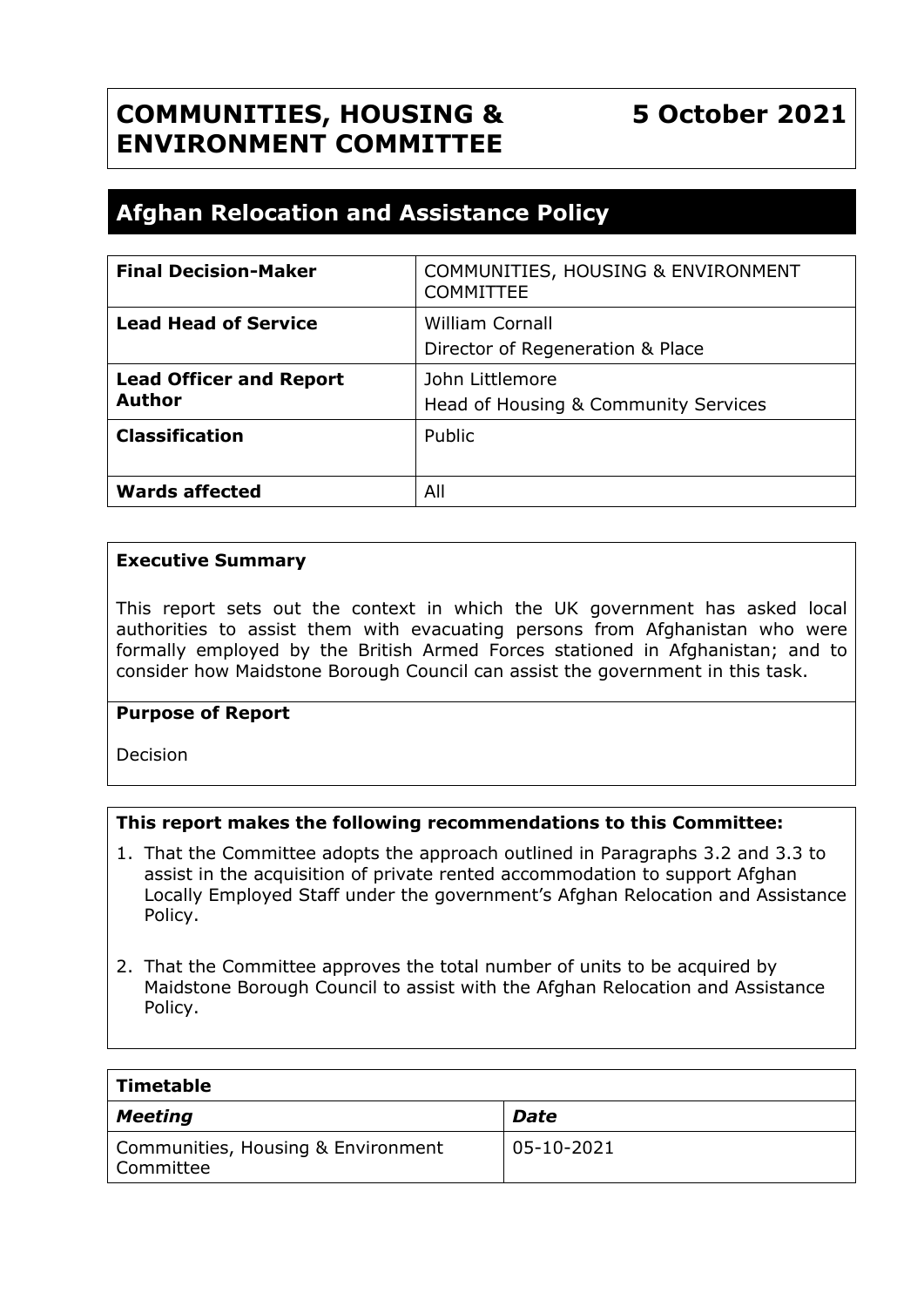# COMMUNITIES, HOUSING & ENVIRONMENT COMMITTEE

**5 October 2021**

## Afghan Relocation and Assistance Policy

| **Final Decision-Maker** | COMMUNITIES, HOUSING & ENVIRONMENT COMMITTEE |
|---|---|
| **Lead Head of Service** | William Cornall<br>Director of Regeneration & Place |
| **Lead Officer and Report Author** | John Littlemore<br>Head of Housing & Community Services |
| **Classification** | Public |
| **Wards affected** | All |

**Executive Summary**

This report sets out the context in which the UK government has asked local authorities to assist them with evacuating persons from Afghanistan who were formally employed by the British Armed Forces stationed in Afghanistan; and to consider how Maidstone Borough Council can assist the government in this task.

**Purpose of Report**

Decision

**This report makes the following recommendations to this Committee:**

1. That the Committee adopts the approach outlined in Paragraphs 3.2 and 3.3 to assist in the acquisition of private rented accommodation to support Afghan Locally Employed Staff under the government's Afghan Relocation and Assistance Policy.

2. That the Committee approves the total number of units to be acquired by Maidstone Borough Council to assist with the Afghan Relocation and Assistance Policy.

| **Timetable** | |
|---|---|
| ***Meeting*** | ***Date*** |
| Communities, Housing & Environment Committee | 05-10-2021 |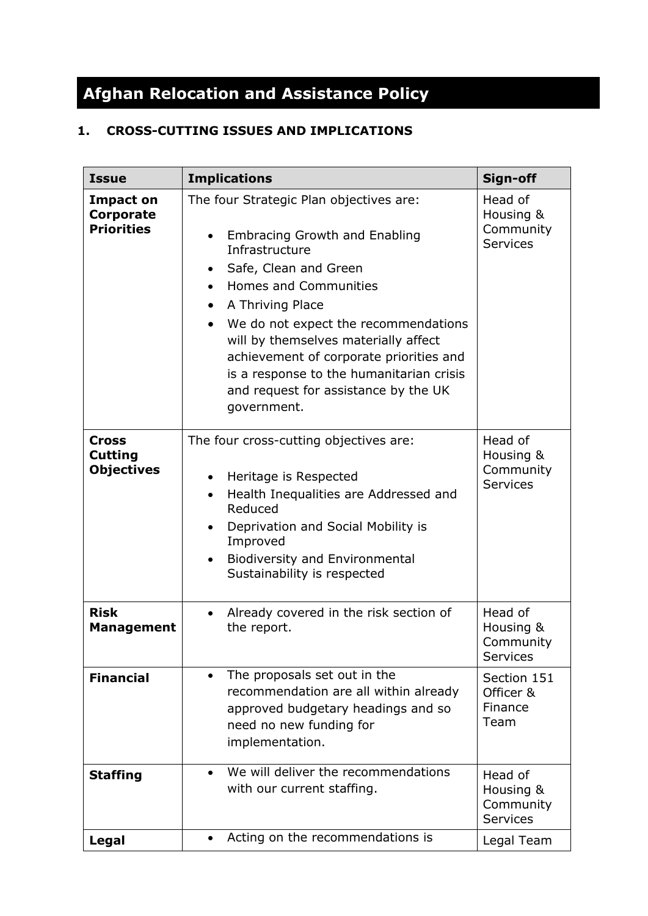# Afghan Relocation and Assistance Policy

## 1. CROSS-CUTTING ISSUES AND IMPLICATIONS

| Issue | Implications | Sign-off |
|---|---|---|
| **Impact on Corporate Priorities** | The four Strategic Plan objectives are:<br><br>• Embracing Growth and Enabling Infrastructure<br>• Safe, Clean and Green<br>• Homes and Communities<br>• A Thriving Place<br>• We do not expect the recommendations will by themselves materially affect achievement of corporate priorities and is a response to the humanitarian crisis and request for assistance by the UK government. | Head of Housing & Community Services |
| **Cross Cutting Objectives** | The four cross-cutting objectives are:<br><br>• Heritage is Respected<br>• Health Inequalities are Addressed and Reduced<br>• Deprivation and Social Mobility is Improved<br>• Biodiversity and Environmental Sustainability is respected | Head of Housing & Community Services |
| **Risk Management** | • Already covered in the risk section of the report. | Head of Housing & Community Services |
| **Financial** | • The proposals set out in the recommendation are all within already approved budgetary headings and so need no new funding for implementation. | Section 151 Officer & Finance Team |
| **Staffing** | • We will deliver the recommendations with our current staffing. | Head of Housing & Community Services |
| **Legal** | • Acting on the recommendations is | Legal Team |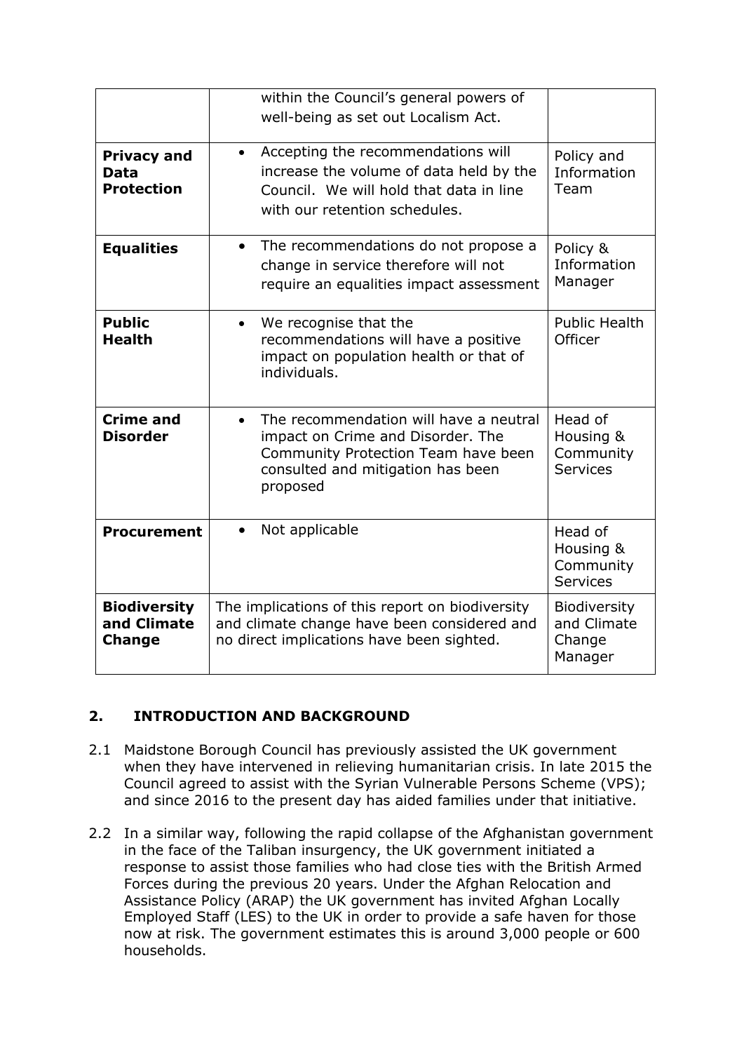| | | |
|---|---|---|
| | within the Council's general powers of well-being as set out Localism Act. | |
| **Privacy and Data Protection** | • Accepting the recommendations will increase the volume of data held by the Council. We will hold that data in line with our retention schedules. | Policy and Information Team |
| **Equalities** | • The recommendations do not propose a change in service therefore will not require an equalities impact assessment | Policy & Information Manager |
| **Public Health** | • We recognise that the recommendations will have a positive impact on population health or that of individuals. | Public Health Officer |
| **Crime and Disorder** | • The recommendation will have a neutral impact on Crime and Disorder. The Community Protection Team have been consulted and mitigation has been proposed | Head of Housing & Community Services |
| **Procurement** | • Not applicable | Head of Housing & Community Services |
| **Biodiversity and Climate Change** | The implications of this report on biodiversity and climate change have been considered and no direct implications have been sighted. | Biodiversity and Climate Change Manager |

## 2. INTRODUCTION AND BACKGROUND

2.1 Maidstone Borough Council has previously assisted the UK government when they have intervened in relieving humanitarian crisis. In late 2015 the Council agreed to assist with the Syrian Vulnerable Persons Scheme (VPS); and since 2016 to the present day has aided families under that initiative.

2.2 In a similar way, following the rapid collapse of the Afghanistan government in the face of the Taliban insurgency, the UK government initiated a response to assist those families who had close ties with the British Armed Forces during the previous 20 years. Under the Afghan Relocation and Assistance Policy (ARAP) the UK government has invited Afghan Locally Employed Staff (LES) to the UK in order to provide a safe haven for those now at risk. The government estimates this is around 3,000 people or 600 households.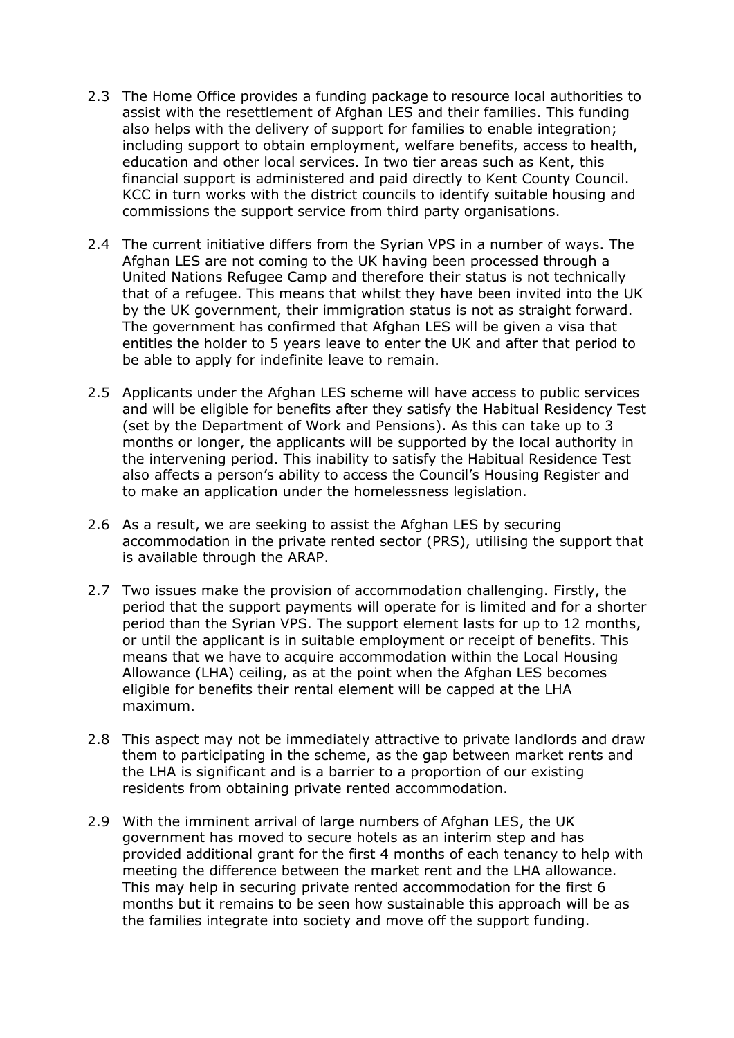2.3 The Home Office provides a funding package to resource local authorities to assist with the resettlement of Afghan LES and their families. This funding also helps with the delivery of support for families to enable integration; including support to obtain employment, welfare benefits, access to health, education and other local services. In two tier areas such as Kent, this financial support is administered and paid directly to Kent County Council. KCC in turn works with the district councils to identify suitable housing and commissions the support service from third party organisations.

2.4 The current initiative differs from the Syrian VPS in a number of ways. The Afghan LES are not coming to the UK having been processed through a United Nations Refugee Camp and therefore their status is not technically that of a refugee. This means that whilst they have been invited into the UK by the UK government, their immigration status is not as straight forward. The government has confirmed that Afghan LES will be given a visa that entitles the holder to 5 years leave to enter the UK and after that period to be able to apply for indefinite leave to remain.

2.5 Applicants under the Afghan LES scheme will have access to public services and will be eligible for benefits after they satisfy the Habitual Residency Test (set by the Department of Work and Pensions). As this can take up to 3 months or longer, the applicants will be supported by the local authority in the intervening period. This inability to satisfy the Habitual Residence Test also affects a person's ability to access the Council's Housing Register and to make an application under the homelessness legislation.

2.6 As a result, we are seeking to assist the Afghan LES by securing accommodation in the private rented sector (PRS), utilising the support that is available through the ARAP.

2.7 Two issues make the provision of accommodation challenging. Firstly, the period that the support payments will operate for is limited and for a shorter period than the Syrian VPS. The support element lasts for up to 12 months, or until the applicant is in suitable employment or receipt of benefits. This means that we have to acquire accommodation within the Local Housing Allowance (LHA) ceiling, as at the point when the Afghan LES becomes eligible for benefits their rental element will be capped at the LHA maximum.

2.8 This aspect may not be immediately attractive to private landlords and draw them to participating in the scheme, as the gap between market rents and the LHA is significant and is a barrier to a proportion of our existing residents from obtaining private rented accommodation.

2.9 With the imminent arrival of large numbers of Afghan LES, the UK government has moved to secure hotels as an interim step and has provided additional grant for the first 4 months of each tenancy to help with meeting the difference between the market rent and the LHA allowance. This may help in securing private rented accommodation for the first 6 months but it remains to be seen how sustainable this approach will be as the families integrate into society and move off the support funding.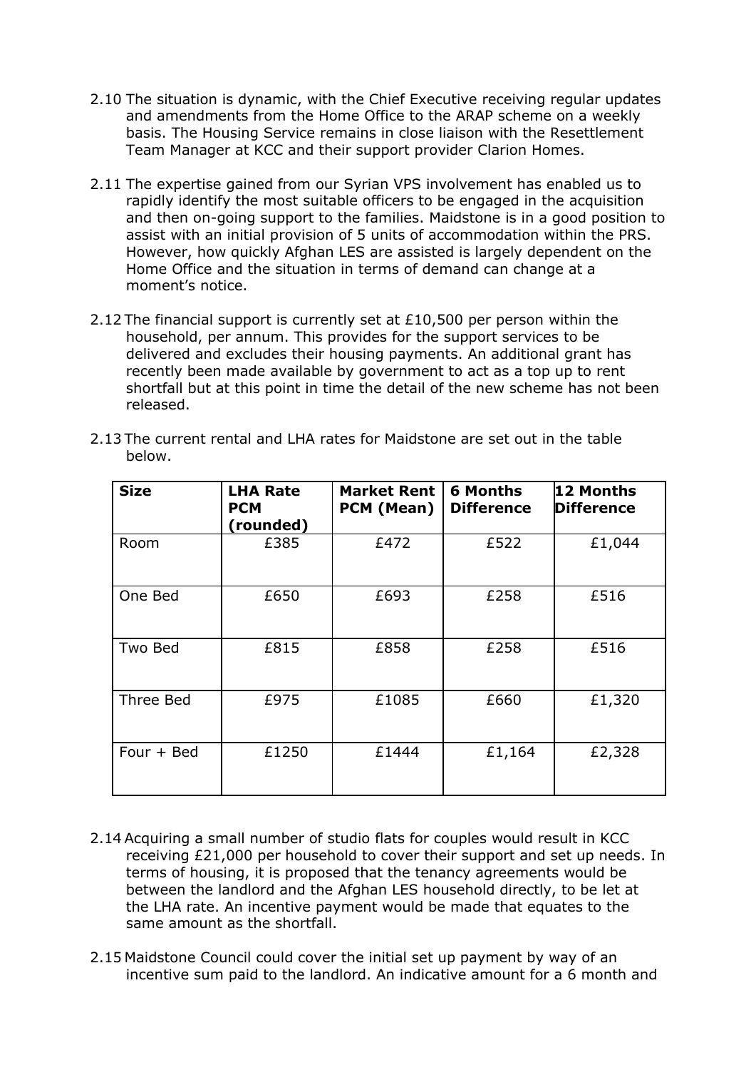2.10 The situation is dynamic, with the Chief Executive receiving regular updates and amendments from the Home Office to the ARAP scheme on a weekly basis. The Housing Service remains in close liaison with the Resettlement Team Manager at KCC and their support provider Clarion Homes.

2.11 The expertise gained from our Syrian VPS involvement has enabled us to rapidly identify the most suitable officers to be engaged in the acquisition and then on-going support to the families. Maidstone is in a good position to assist with an initial provision of 5 units of accommodation within the PRS. However, how quickly Afghan LES are assisted is largely dependent on the Home Office and the situation in terms of demand can change at a moment's notice.

2.12 The financial support is currently set at £10,500 per person within the household, per annum. This provides for the support services to be delivered and excludes their housing payments. An additional grant has recently been made available by government to act as a top up to rent shortfall but at this point in time the detail of the new scheme has not been released.

2.13 The current rental and LHA rates for Maidstone are set out in the table below.

| Size | LHA Rate PCM (rounded) | Market Rent PCM (Mean) | 6 Months Difference | 12 Months Difference |
|---|---|---|---|---|
| Room | £385 | £472 | £522 | £1,044 |
| One Bed | £650 | £693 | £258 | £516 |
| Two Bed | £815 | £858 | £258 | £516 |
| Three Bed | £975 | £1085 | £660 | £1,320 |
| Four + Bed | £1250 | £1444 | £1,164 | £2,328 |

2.14 Acquiring a small number of studio flats for couples would result in KCC receiving £21,000 per household to cover their support and set up needs. In terms of housing, it is proposed that the tenancy agreements would be between the landlord and the Afghan LES household directly, to be let at the LHA rate. An incentive payment would be made that equates to the same amount as the shortfall.

2.15 Maidstone Council could cover the initial set up payment by way of an incentive sum paid to the landlord. An indicative amount for a 6 month and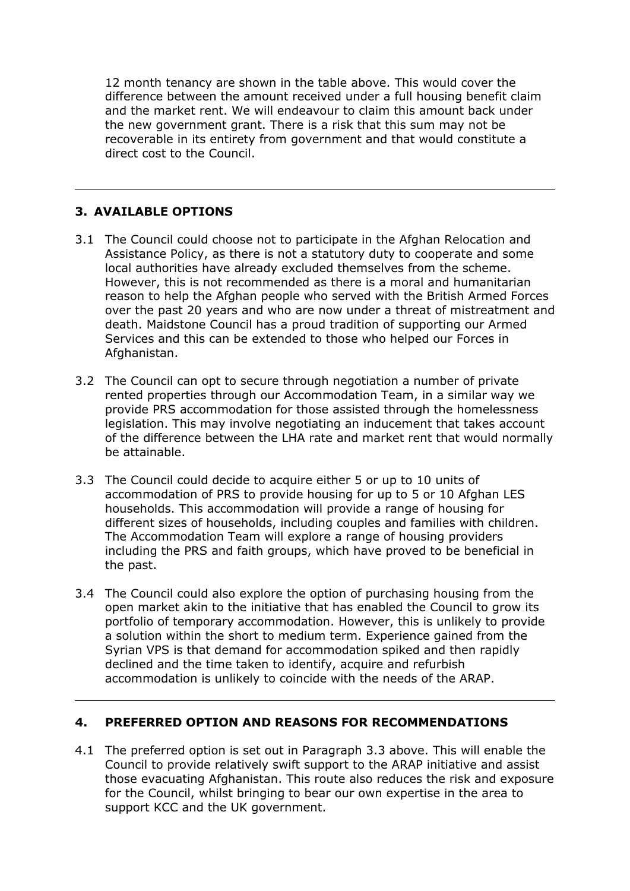12 month tenancy are shown in the table above. This would cover the difference between the amount received under a full housing benefit claim and the market rent. We will endeavour to claim this amount back under the new government grant. There is a risk that this sum may not be recoverable in its entirety from government and that would constitute a direct cost to the Council.

---

## 3. AVAILABLE OPTIONS

3.1 The Council could choose not to participate in the Afghan Relocation and Assistance Policy, as there is not a statutory duty to cooperate and some local authorities have already excluded themselves from the scheme. However, this is not recommended as there is a moral and humanitarian reason to help the Afghan people who served with the British Armed Forces over the past 20 years and who are now under a threat of mistreatment and death. Maidstone Council has a proud tradition of supporting our Armed Services and this can be extended to those who helped our Forces in Afghanistan.

3.2 The Council can opt to secure through negotiation a number of private rented properties through our Accommodation Team, in a similar way we provide PRS accommodation for those assisted through the homelessness legislation. This may involve negotiating an inducement that takes account of the difference between the LHA rate and market rent that would normally be attainable.

3.3 The Council could decide to acquire either 5 or up to 10 units of accommodation of PRS to provide housing for up to 5 or 10 Afghan LES households. This accommodation will provide a range of housing for different sizes of households, including couples and families with children. The Accommodation Team will explore a range of housing providers including the PRS and faith groups, which have proved to be beneficial in the past.

3.4 The Council could also explore the option of purchasing housing from the open market akin to the initiative that has enabled the Council to grow its portfolio of temporary accommodation. However, this is unlikely to provide a solution within the short to medium term. Experience gained from the Syrian VPS is that demand for accommodation spiked and then rapidly declined and the time taken to identify, acquire and refurbish accommodation is unlikely to coincide with the needs of the ARAP.

---

## 4. PREFERRED OPTION AND REASONS FOR RECOMMENDATIONS

4.1 The preferred option is set out in Paragraph 3.3 above. This will enable the Council to provide relatively swift support to the ARAP initiative and assist those evacuating Afghanistan. This route also reduces the risk and exposure for the Council, whilst bringing to bear our own expertise in the area to support KCC and the UK government.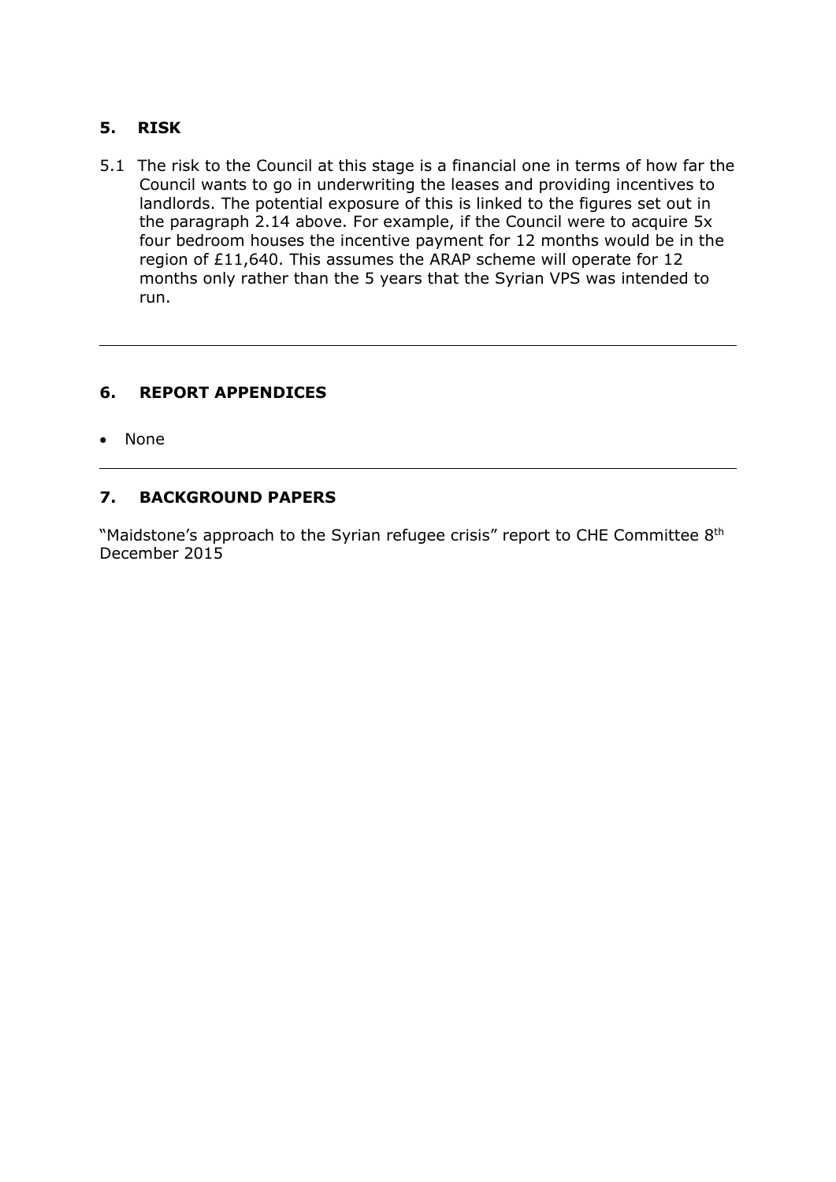## 5. RISK

5.1 The risk to the Council at this stage is a financial one in terms of how far the Council wants to go in underwriting the leases and providing incentives to landlords. The potential exposure of this is linked to the figures set out in the paragraph 2.14 above. For example, if the Council were to acquire 5x four bedroom houses the incentive payment for 12 months would be in the region of £11,640. This assumes the ARAP scheme will operate for 12 months only rather than the 5 years that the Syrian VPS was intended to run.

---

## 6. REPORT APPENDICES

- None

---

## 7. BACKGROUND PAPERS

"Maidstone's approach to the Syrian refugee crisis" report to CHE Committee 8th December 2015